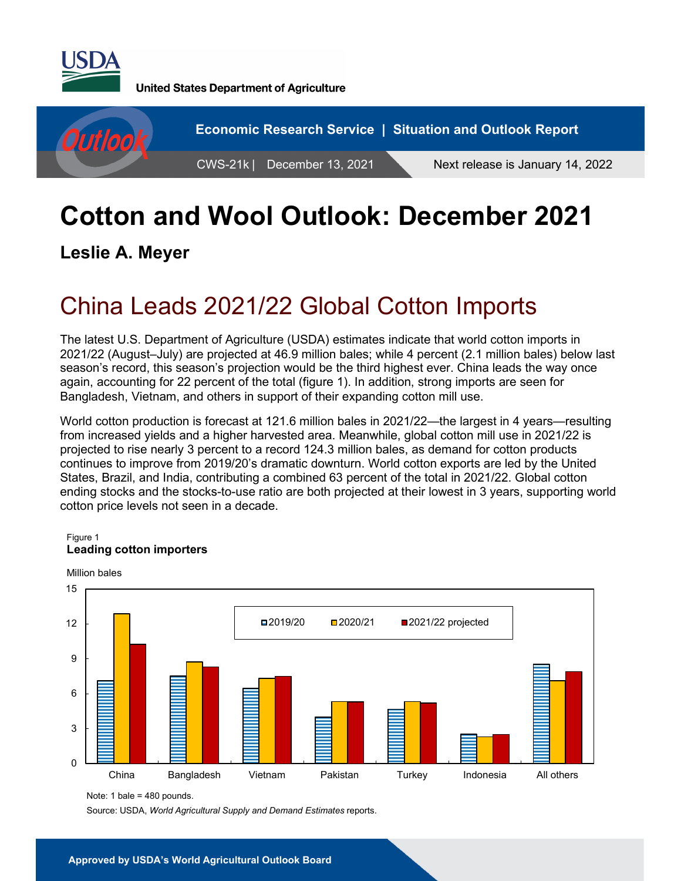USDA

United States Department of Agriculture

Economic Research Service | Situation and Outlook Report

CWS-21k | December 13, 2021 | Next release is January 14, 2022

# Cotton and Wool Outlook: December 2021

**Leslie A. Meyer**

## China Leads 2021/22 Global Cotton Imports

The latest U.S. Department of Agriculture (USDA) estimates indicate that world cotton imports in 2021/22 (August–July) are projected at 46.9 million bales; while 4 percent (2.1 million bales) below last season's record, this season's projection would be the third highest ever. China leads the way once again, accounting for 22 percent of the total (figure 1). In addition, strong imports are seen for Bangladesh, Vietnam, and others in support of their expanding cotton mill use.

World cotton production is forecast at 121.6 million bales in 2021/22—the largest in 4 years—resulting from increased yields and a higher harvested area. Meanwhile, global cotton mill use in 2021/22 is projected to rise nearly 3 percent to a record 124.3 million bales, as demand for cotton products continues to improve from 2019/20's dramatic downturn. World cotton exports are led by the United States, Brazil, and India, contributing a combined 63 percent of the total in 2021/22. Global cotton ending stocks and the stocks-to-use ratio are both projected at their lowest in 3 years, supporting world cotton price levels not seen in a decade.

Figure 1
**Leading cotton importers**

Million bales

| | 2019/20 | 2020/21 | 2021/22 projected |
|---|---|---|---|
| China | 7.1 | 12.8 | 10.2 |
| Bangladesh | 7.5 | 8.7 | 8.3 |
| Vietnam | 6.5 | 7.3 | 7.5 |
| Pakistan | 4.0 | 5.3 | 5.3 |
| Turkey | 4.7 | 5.3 | 5.2 |
| Indonesia | 2.5 | 2.3 | 2.5 |
| All others | 8.5 | 7.1 | 7.9 |

Note: 1 bale = 480 pounds.

Source: USDA, *World Agricultural Supply and Demand Estimates* reports.

**Approved by USDA's World Agricultural Outlook Board**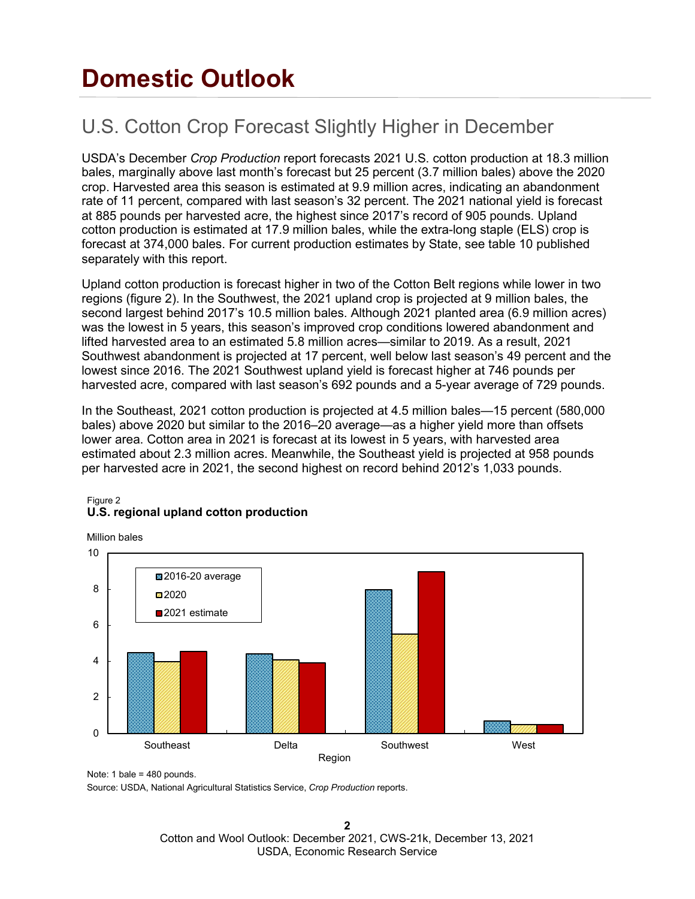# Domestic Outlook

## U.S. Cotton Crop Forecast Slightly Higher in December

USDA's December *Crop Production* report forecasts 2021 U.S. cotton production at 18.3 million bales, marginally above last month's forecast but 25 percent (3.7 million bales) above the 2020 crop. Harvested area this season is estimated at 9.9 million acres, indicating an abandonment rate of 11 percent, compared with last season's 32 percent. The 2021 national yield is forecast at 885 pounds per harvested acre, the highest since 2017's record of 905 pounds. Upland cotton production is estimated at 17.9 million bales, while the extra-long staple (ELS) crop is forecast at 374,000 bales. For current production estimates by State, see table 10 published separately with this report.

Upland cotton production is forecast higher in two of the Cotton Belt regions while lower in two regions (figure 2). In the Southwest, the 2021 upland crop is projected at 9 million bales, the second largest behind 2017's 10.5 million bales. Although 2021 planted area (6.9 million acres) was the lowest in 5 years, this season's improved crop conditions lowered abandonment and lifted harvested area to an estimated 5.8 million acres—similar to 2019. As a result, 2021 Southwest abandonment is projected at 17 percent, well below last season's 49 percent and the lowest since 2016. The 2021 Southwest upland yield is forecast higher at 746 pounds per harvested acre, compared with last season's 692 pounds and a 5-year average of 729 pounds.

In the Southeast, 2021 cotton production is projected at 4.5 million bales—15 percent (580,000 bales) above 2020 but similar to the 2016–20 average—as a higher yield more than offsets lower area. Cotton area in 2021 is forecast at its lowest in 5 years, with harvested area estimated about 2.3 million acres. Meanwhile, the Southeast yield is projected at 958 pounds per harvested acre in 2021, the second highest on record behind 2012's 1,033 pounds.

Figure 2

**U.S. regional upland cotton production**

Million bales

| Region | 2016-20 average | 2020 | 2021 estimate |
|---|---|---|---|
| Southeast | 4.5 | 4.0 | 4.6 |
| Delta | 4.4 | 4.1 | 3.9 |
| Southwest | 8.0 | 5.5 | 9.0 |
| West | 0.7 | 0.5 | 0.5 |

Note: 1 bale = 480 pounds.

Source: USDA, National Agricultural Statistics Service, *Crop Production* reports.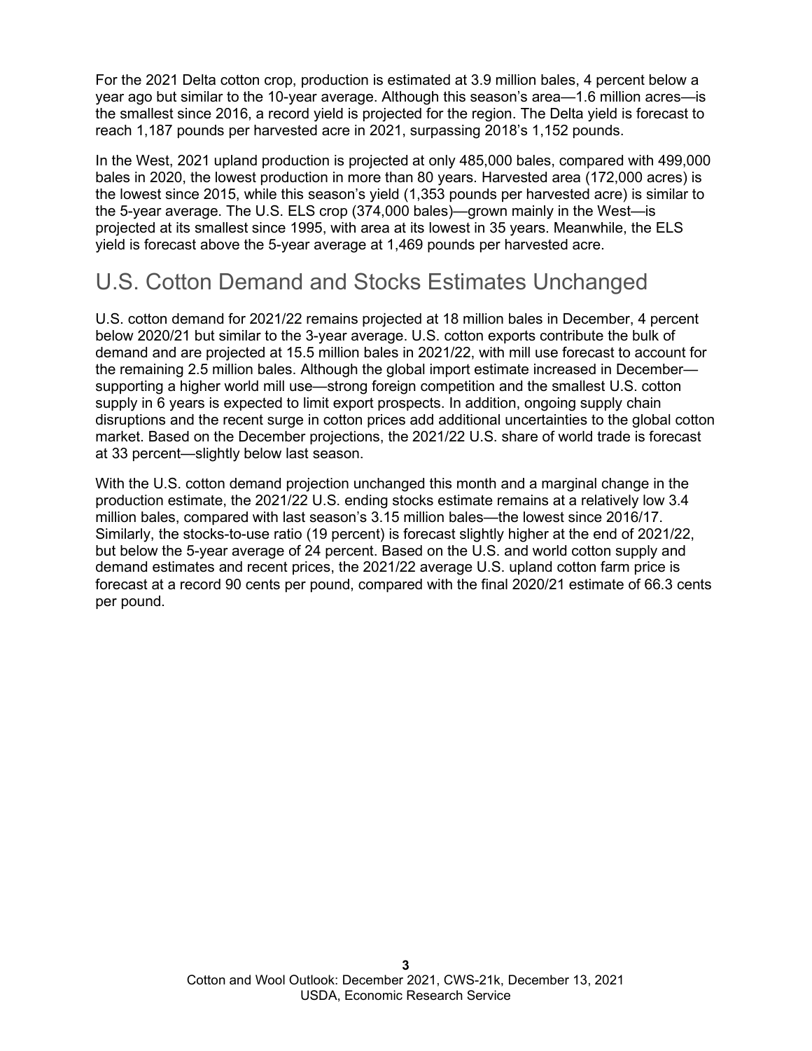For the 2021 Delta cotton crop, production is estimated at 3.9 million bales, 4 percent below a year ago but similar to the 10-year average. Although this season's area—1.6 million acres—is the smallest since 2016, a record yield is projected for the region. The Delta yield is forecast to reach 1,187 pounds per harvested acre in 2021, surpassing 2018's 1,152 pounds.

In the West, 2021 upland production is projected at only 485,000 bales, compared with 499,000 bales in 2020, the lowest production in more than 80 years. Harvested area (172,000 acres) is the lowest since 2015, while this season's yield (1,353 pounds per harvested acre) is similar to the 5-year average. The U.S. ELS crop (374,000 bales)—grown mainly in the West—is projected at its smallest since 1995, with area at its lowest in 35 years. Meanwhile, the ELS yield is forecast above the 5-year average at 1,469 pounds per harvested acre.

## U.S. Cotton Demand and Stocks Estimates Unchanged

U.S. cotton demand for 2021/22 remains projected at 18 million bales in December, 4 percent below 2020/21 but similar to the 3-year average. U.S. cotton exports contribute the bulk of demand and are projected at 15.5 million bales in 2021/22, with mill use forecast to account for the remaining 2.5 million bales. Although the global import estimate increased in December—supporting a higher world mill use—strong foreign competition and the smallest U.S. cotton supply in 6 years is expected to limit export prospects. In addition, ongoing supply chain disruptions and the recent surge in cotton prices add additional uncertainties to the global cotton market. Based on the December projections, the 2021/22 U.S. share of world trade is forecast at 33 percent—slightly below last season.

With the U.S. cotton demand projection unchanged this month and a marginal change in the production estimate, the 2021/22 U.S. ending stocks estimate remains at a relatively low 3.4 million bales, compared with last season's 3.15 million bales—the lowest since 2016/17. Similarly, the stocks-to-use ratio (19 percent) is forecast slightly higher at the end of 2021/22, but below the 5-year average of 24 percent. Based on the U.S. and world cotton supply and demand estimates and recent prices, the 2021/22 average U.S. upland cotton farm price is forecast at a record 90 cents per pound, compared with the final 2020/21 estimate of 66.3 cents per pound.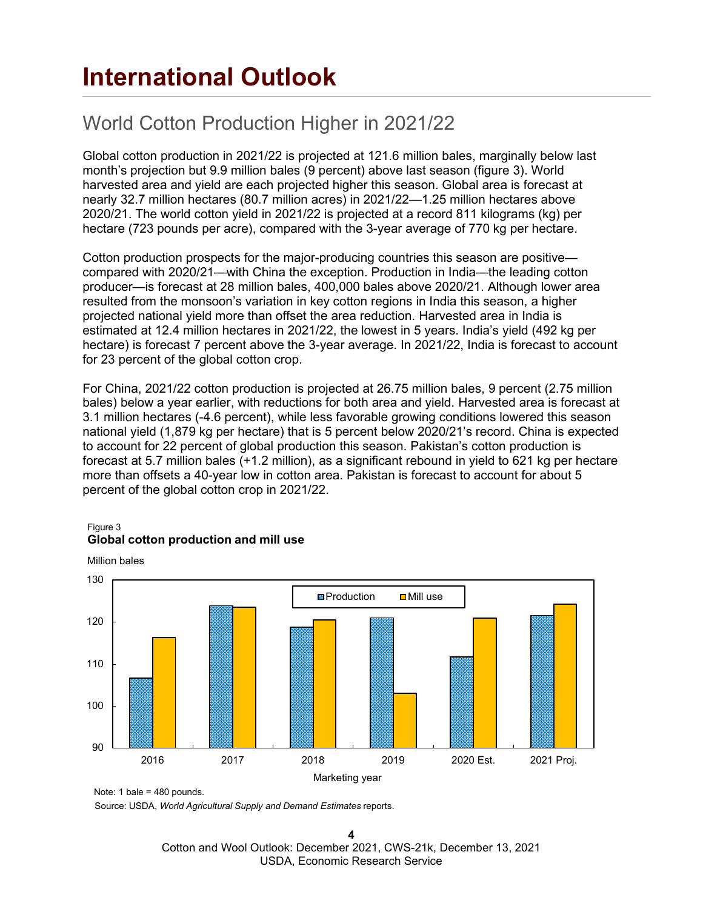# International Outlook

## World Cotton Production Higher in 2021/22

Global cotton production in 2021/22 is projected at 121.6 million bales, marginally below last month's projection but 9.9 million bales (9 percent) above last season (figure 3). World harvested area and yield are each projected higher this season. Global area is forecast at nearly 32.7 million hectares (80.7 million acres) in 2021/22—1.25 million hectares above 2020/21. The world cotton yield in 2021/22 is projected at a record 811 kilograms (kg) per hectare (723 pounds per acre), compared with the 3-year average of 770 kg per hectare.

Cotton production prospects for the major-producing countries this season are positive—compared with 2020/21—with China the exception. Production in India—the leading cotton producer—is forecast at 28 million bales, 400,000 bales above 2020/21. Although lower area resulted from the monsoon's variation in key cotton regions in India this season, a higher projected national yield more than offset the area reduction. Harvested area in India is estimated at 12.4 million hectares in 2021/22, the lowest in 5 years. India's yield (492 kg per hectare) is forecast 7 percent above the 3-year average. In 2021/22, India is forecast to account for 23 percent of the global cotton crop.

For China, 2021/22 cotton production is projected at 26.75 million bales, 9 percent (2.75 million bales) below a year earlier, with reductions for both area and yield. Harvested area is forecast at 3.1 million hectares (-4.6 percent), while less favorable growing conditions lowered this season national yield (1,879 kg per hectare) that is 5 percent below 2020/21's record. China is expected to account for 22 percent of global production this season. Pakistan's cotton production is forecast at 5.7 million bales (+1.2 million), as a significant rebound in yield to 621 kg per hectare more than offsets a 40-year low in cotton area. Pakistan is forecast to account for about 5 percent of the global cotton crop in 2021/22.

Figure 3
**Global cotton production and mill use**

Note: 1 bale = 480 pounds.

Source: USDA, *World Agricultural Supply and Demand Estimates* reports.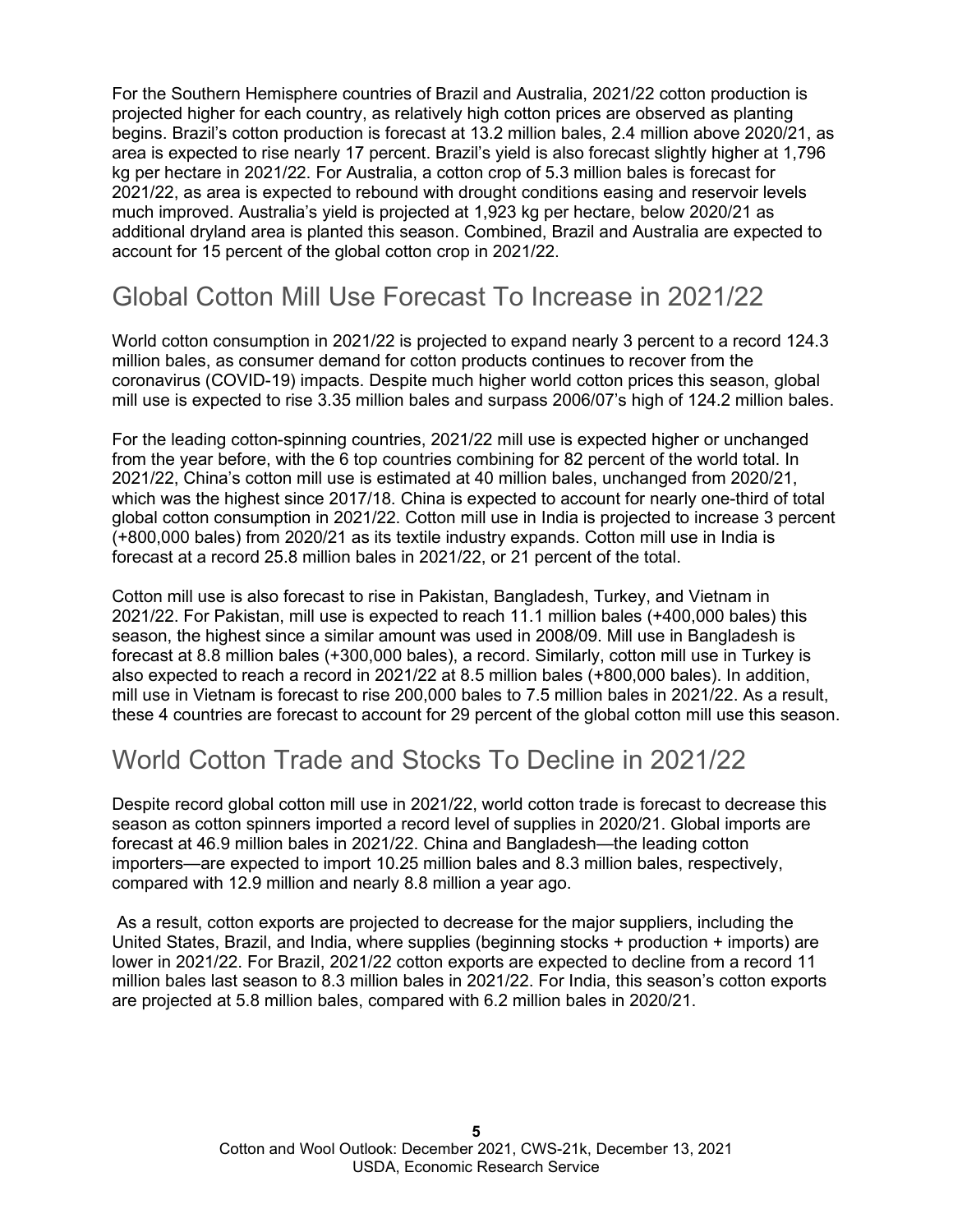For the Southern Hemisphere countries of Brazil and Australia, 2021/22 cotton production is projected higher for each country, as relatively high cotton prices are observed as planting begins. Brazil's cotton production is forecast at 13.2 million bales, 2.4 million above 2020/21, as area is expected to rise nearly 17 percent. Brazil's yield is also forecast slightly higher at 1,796 kg per hectare in 2021/22. For Australia, a cotton crop of 5.3 million bales is forecast for 2021/22, as area is expected to rebound with drought conditions easing and reservoir levels much improved. Australia's yield is projected at 1,923 kg per hectare, below 2020/21 as additional dryland area is planted this season. Combined, Brazil and Australia are expected to account for 15 percent of the global cotton crop in 2021/22.

## Global Cotton Mill Use Forecast To Increase in 2021/22

World cotton consumption in 2021/22 is projected to expand nearly 3 percent to a record 124.3 million bales, as consumer demand for cotton products continues to recover from the coronavirus (COVID-19) impacts. Despite much higher world cotton prices this season, global mill use is expected to rise 3.35 million bales and surpass 2006/07's high of 124.2 million bales.

For the leading cotton-spinning countries, 2021/22 mill use is expected higher or unchanged from the year before, with the 6 top countries combining for 82 percent of the world total. In 2021/22, China's cotton mill use is estimated at 40 million bales, unchanged from 2020/21, which was the highest since 2017/18. China is expected to account for nearly one-third of total global cotton consumption in 2021/22. Cotton mill use in India is projected to increase 3 percent (+800,000 bales) from 2020/21 as its textile industry expands. Cotton mill use in India is forecast at a record 25.8 million bales in 2021/22, or 21 percent of the total.

Cotton mill use is also forecast to rise in Pakistan, Bangladesh, Turkey, and Vietnam in 2021/22. For Pakistan, mill use is expected to reach 11.1 million bales (+400,000 bales) this season, the highest since a similar amount was used in 2008/09. Mill use in Bangladesh is forecast at 8.8 million bales (+300,000 bales), a record. Similarly, cotton mill use in Turkey is also expected to reach a record in 2021/22 at 8.5 million bales (+800,000 bales). In addition, mill use in Vietnam is forecast to rise 200,000 bales to 7.5 million bales in 2021/22. As a result, these 4 countries are forecast to account for 29 percent of the global cotton mill use this season.

## World Cotton Trade and Stocks To Decline in 2021/22

Despite record global cotton mill use in 2021/22, world cotton trade is forecast to decrease this season as cotton spinners imported a record level of supplies in 2020/21. Global imports are forecast at 46.9 million bales in 2021/22. China and Bangladesh—the leading cotton importers—are expected to import 10.25 million bales and 8.3 million bales, respectively, compared with 12.9 million and nearly 8.8 million a year ago.

As a result, cotton exports are projected to decrease for the major suppliers, including the United States, Brazil, and India, where supplies (beginning stocks + production + imports) are lower in 2021/22. For Brazil, 2021/22 cotton exports are expected to decline from a record 11 million bales last season to 8.3 million bales in 2021/22. For India, this season's cotton exports are projected at 5.8 million bales, compared with 6.2 million bales in 2020/21.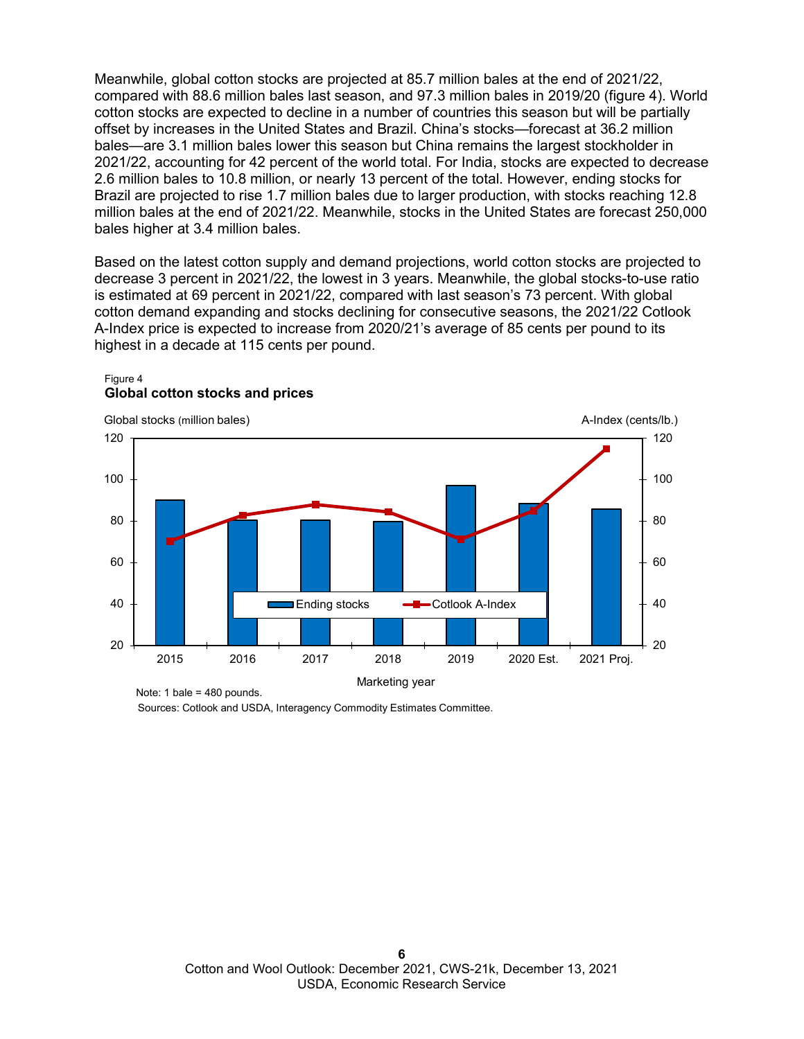Meanwhile, global cotton stocks are projected at 85.7 million bales at the end of 2021/22, compared with 88.6 million bales last season, and 97.3 million bales in 2019/20 (figure 4). World cotton stocks are expected to decline in a number of countries this season but will be partially offset by increases in the United States and Brazil. China's stocks—forecast at 36.2 million bales—are 3.1 million bales lower this season but China remains the largest stockholder in 2021/22, accounting for 42 percent of the world total. For India, stocks are expected to decrease 2.6 million bales to 10.8 million, or nearly 13 percent of the total. However, ending stocks for Brazil are projected to rise 1.7 million bales due to larger production, with stocks reaching 12.8 million bales at the end of 2021/22. Meanwhile, stocks in the United States are forecast 250,000 bales higher at 3.4 million bales.

Based on the latest cotton supply and demand projections, world cotton stocks are projected to decrease 3 percent in 2021/22, the lowest in 3 years. Meanwhile, the global stocks-to-use ratio is estimated at 69 percent in 2021/22, compared with last season's 73 percent. With global cotton demand expanding and stocks declining for consecutive seasons, the 2021/22 Cotlook A-Index price is expected to increase from 2020/21's average of 85 cents per pound to its highest in a decade at 115 cents per pound.

Figure 4
**Global cotton stocks and prices**

Global stocks (million bales) | A-Index (cents/lb.)

Legend: Ending stocks; Cotlook A-Index

Marketing year: 2015, 2016, 2017, 2018, 2019, 2020 Est., 2021 Proj.

Note: 1 bale = 480 pounds.

Sources: Cotlook and USDA, Interagency Commodity Estimates Committee.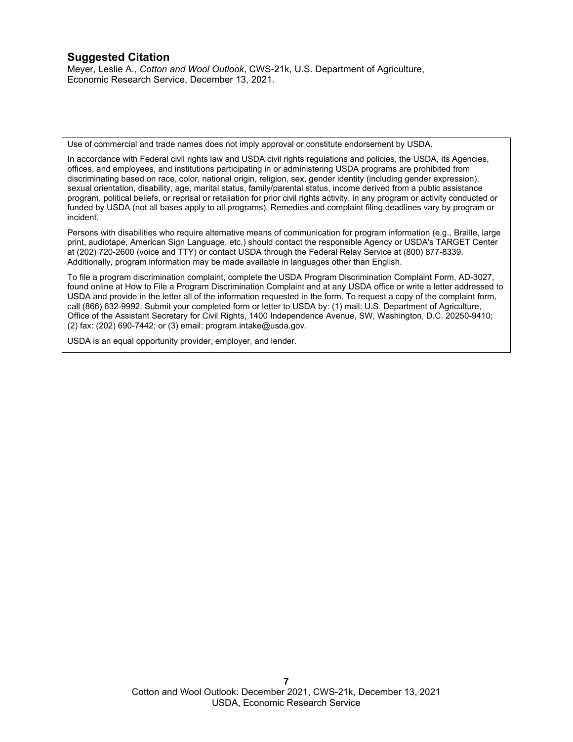## Suggested Citation

Meyer, Leslie A., *Cotton and Wool Outlook*, CWS-21k, U.S. Department of Agriculture, Economic Research Service, December 13, 2021.

Use of commercial and trade names does not imply approval or constitute endorsement by USDA.

In accordance with Federal civil rights law and USDA civil rights regulations and policies, the USDA, its Agencies, offices, and employees, and institutions participating in or administering USDA programs are prohibited from discriminating based on race, color, national origin, religion, sex, gender identity (including gender expression), sexual orientation, disability, age, marital status, family/parental status, income derived from a public assistance program, political beliefs, or reprisal or retaliation for prior civil rights activity, in any program or activity conducted or funded by USDA (not all bases apply to all programs). Remedies and complaint filing deadlines vary by program or incident.

Persons with disabilities who require alternative means of communication for program information (e.g., Braille, large print, audiotape, American Sign Language, etc.) should contact the responsible Agency or USDA's TARGET Center at (202) 720-2600 (voice and TTY) or contact USDA through the Federal Relay Service at (800) 877-8339. Additionally, program information may be made available in languages other than English.

To file a program discrimination complaint, complete the USDA Program Discrimination Complaint Form, AD-3027, found online at How to File a Program Discrimination Complaint and at any USDA office or write a letter addressed to USDA and provide in the letter all of the information requested in the form. To request a copy of the complaint form, call (866) 632-9992. Submit your completed form or letter to USDA by: (1) mail: U.S. Department of Agriculture, Office of the Assistant Secretary for Civil Rights, 1400 Independence Avenue, SW, Washington, D.C. 20250-9410; (2) fax: (202) 690-7442; or (3) email: program.intake@usda.gov.

USDA is an equal opportunity provider, employer, and lender.